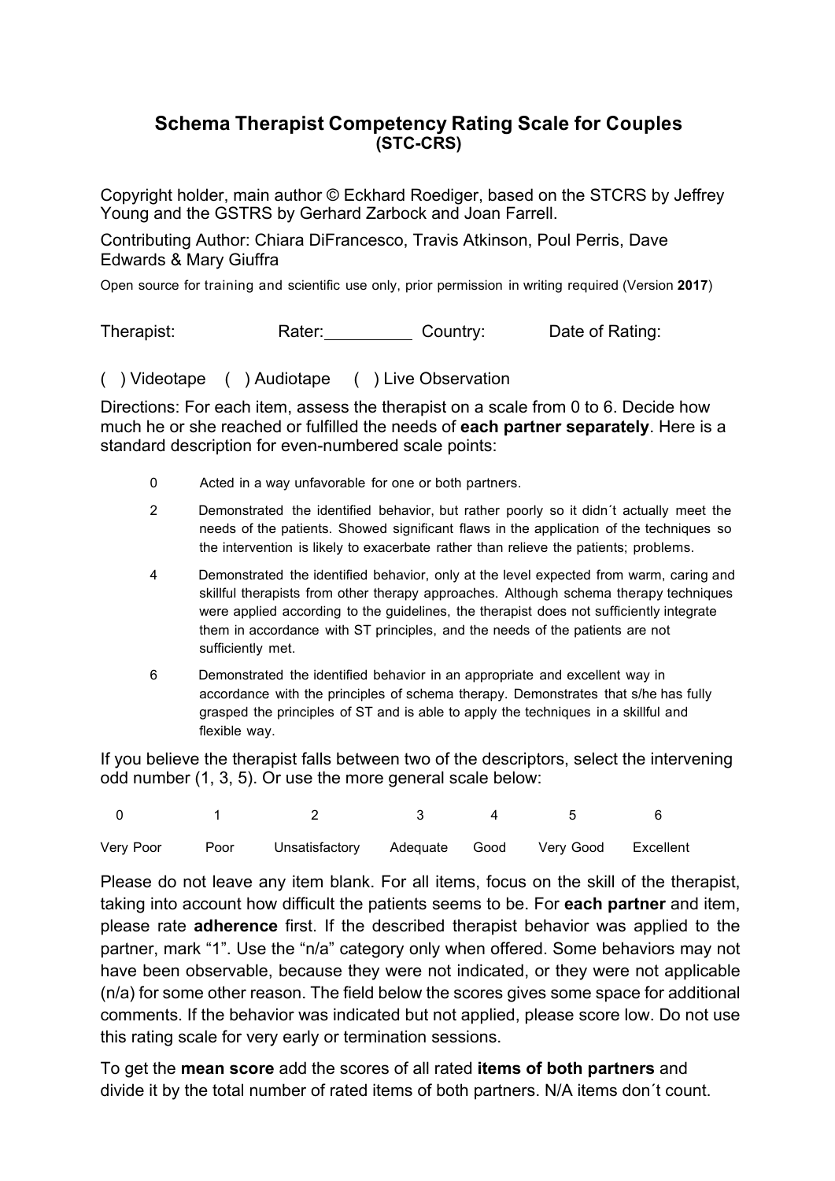# Schema Therapist Competency Rating Scale for Couples
## (STC-CRS)

Copyright holder, main author © Eckhard Roediger, based on the STCRS by Jeffrey Young and the GSTRS by Gerhard Zarbock and Joan Farrell.

Contributing Author: Chiara DiFrancesco, Travis Atkinson, Poul Perris, Dave Edwards & Mary Giuffra

Open source for training and scientific use only, prior permission in writing required (Version **2017**)

Therapist: Rater:\_\_\_\_\_\_\_\_\_\_ Country: Date of Rating:

( ) Videotape ( ) Audiotape ( ) Live Observation

Directions: For each item, assess the therapist on a scale from 0 to 6. Decide how much he or she reached or fulfilled the needs of **each partner separately**. Here is a standard description for even-numbered scale points:

- 0 Acted in a way unfavorable for one or both partners.
- 2 Demonstrated the identified behavior, but rather poorly so it didn´t actually meet the needs of the patients. Showed significant flaws in the application of the techniques so the intervention is likely to exacerbate rather than relieve the patients; problems.
- 4 Demonstrated the identified behavior, only at the level expected from warm, caring and skillful therapists from other therapy approaches. Although schema therapy techniques were applied according to the guidelines, the therapist does not sufficiently integrate them in accordance with ST principles, and the needs of the patients are not sufficiently met.
- 6 Demonstrated the identified behavior in an appropriate and excellent way in accordance with the principles of schema therapy. Demonstrates that s/he has fully grasped the principles of ST and is able to apply the techniques in a skillful and flexible way.

If you believe the therapist falls between two of the descriptors, select the intervening odd number (1, 3, 5). Or use the more general scale below:

| 0 | 1 | 2 | 3 | 4 | 5 | 6 |
|---|---|---|---|---|---|---|
| Very Poor | Poor | Unsatisfactory | Adequate | Good | Very Good | Excellent |

Please do not leave any item blank. For all items, focus on the skill of the therapist, taking into account how difficult the patients seems to be. For **each partner** and item, please rate **adherence** first. If the described therapist behavior was applied to the partner, mark "1". Use the "n/a" category only when offered. Some behaviors may not have been observable, because they were not indicated, or they were not applicable (n/a) for some other reason. The field below the scores gives some space for additional comments. If the behavior was indicated but not applied, please score low. Do not use this rating scale for very early or termination sessions.

To get the **mean score** add the scores of all rated **items of both partners** and divide it by the total number of rated items of both partners. N/A items don´t count.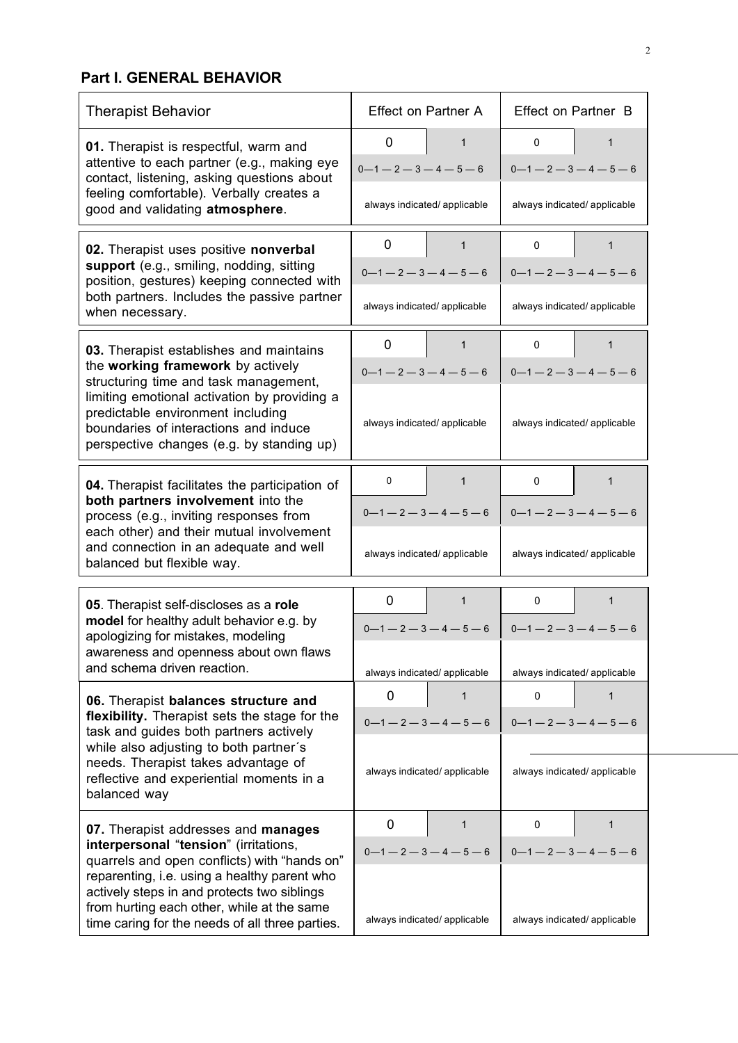## Part I. GENERAL BEHAVIOR

| Therapist Behavior | Effect on Partner A | | Effect on Partner B | |
|---|---|---|---|---|
| **01.** Therapist is respectful, warm and attentive to each partner (e.g., making eye contact, listening, asking questions about feeling comfortable). Verbally creates a good and validating **atmosphere**. | 0 | 1 | 0 | 1 |
| | 0—1 — 2 — 3 — 4 — 5 — 6 | | 0—1 — 2 — 3 — 4 — 5 — 6 | |
| | always indicated/ applicable | | always indicated/ applicable | |
| **02.** Therapist uses positive **nonverbal support** (e.g., smiling, nodding, sitting position, gestures) keeping connected with both partners. Includes the passive partner when necessary. | 0 | 1 | 0 | 1 |
| | 0—1 — 2 — 3 — 4 — 5 — 6 | | 0—1 — 2 — 3 — 4 — 5 — 6 | |
| | always indicated/ applicable | | always indicated/ applicable | |
| **03.** Therapist establishes and maintains the **working framework** by actively structuring time and task management, limiting emotional activation by providing a predictable environment including boundaries of interactions and induce perspective changes (e.g. by standing up) | 0 | 1 | 0 | 1 |
| | 0—1 — 2 — 3 — 4 — 5 — 6 | | 0—1 — 2 — 3 — 4 — 5 — 6 | |
| | always indicated/ applicable | | always indicated/ applicable | |
| **04.** Therapist facilitates the participation of **both partners involvement** into the process (e.g., inviting responses from each other) and their mutual involvement and connection in an adequate and well balanced but flexible way. | 0 | 1 | 0 | 1 |
| | 0—1 — 2 — 3 — 4 — 5 — 6 | | 0—1 — 2 — 3 — 4 — 5 — 6 | |
| | always indicated/ applicable | | always indicated/ applicable | |
| **05**. Therapist self-discloses as a **role model** for healthy adult behavior e.g. by apologizing for mistakes, modeling awareness and openness about own flaws and schema driven reaction. | 0 | 1 | 0 | 1 |
| | 0—1 — 2 — 3 — 4 — 5 — 6 | | 0—1 — 2 — 3 — 4 — 5 — 6 | |
| | always indicated/ applicable | | always indicated/ applicable | |
| **06.** Therapist **balances structure and flexibility.** Therapist sets the stage for the task and guides both partners actively while also adjusting to both partner´s needs. Therapist takes advantage of reflective and experiential moments in a balanced way | 0 | 1 | 0 | 1 |
| | 0—1 — 2 — 3 — 4 — 5 — 6 | | 0—1 — 2 — 3 — 4 — 5 — 6 | |
| | always indicated/ applicable | | always indicated/ applicable | |
| **07.** Therapist addresses and **manages interpersonal** "**tension**" (irritations, quarrels and open conflicts) with "hands on" reparenting, i.e. using a healthy parent who actively steps in and protects two siblings from hurting each other, while at the same time caring for the needs of all three parties. | 0 | 1 | 0 | 1 |
| | 0—1 — 2 — 3 — 4 — 5 — 6 | | 0—1 — 2 — 3 — 4 — 5 — 6 | |
| | always indicated/ applicable | | always indicated/ applicable | |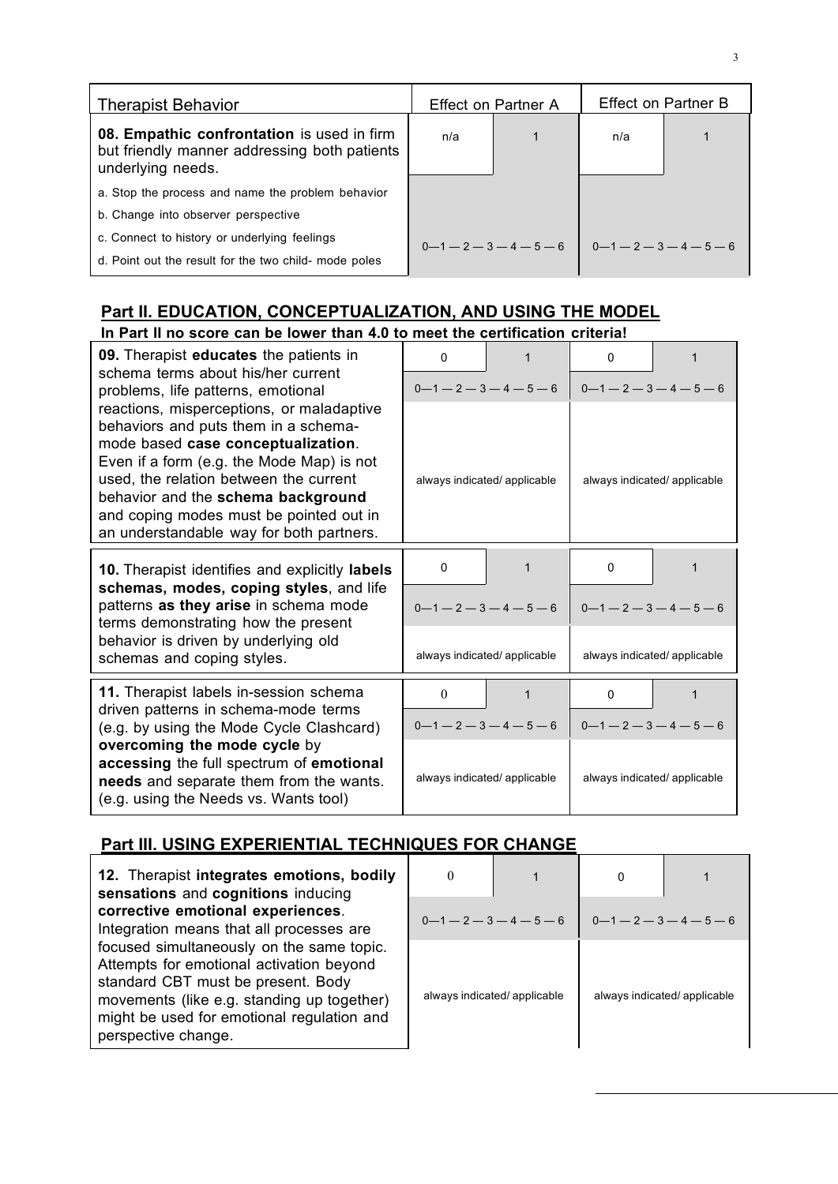| Therapist Behavior | Effect on Partner A | | Effect on Partner B | |
|---|---|---|---|---|
| **08. Empathic confrontation** is used in firm but friendly manner addressing both patients underlying needs. | n/a | 1 | n/a | 1 |
| a. Stop the process and name the problem behavior<br>b. Change into observer perspective<br>c. Connect to history or underlying feelings<br>d. Point out the result for the two child- mode poles | 0—1 — 2 — 3 — 4 — 5 — 6 | | 0—1 — 2 — 3 — 4 — 5 — 6 | |

## Part II. EDUCATION, CONCEPTUALIZATION, AND USING THE MODEL

**In Part II no score can be lower than 4.0 to meet the certification criteria!**

| Therapist Behavior | Effect on Partner A | | Effect on Partner B | |
|---|---|---|---|---|
| **09.** Therapist **educates** the patients in schema terms about his/her current problems, life patterns, emotional reactions, misperceptions, or maladaptive behaviors and puts them in a schema-mode based **case conceptualization**. Even if a form (e.g. the Mode Map) is not used, the relation between the current behavior and the **schema background** and coping modes must be pointed out in an understandable way for both partners. | 0 | 1 | 0 | 1 |
| | 0—1 — 2 — 3 — 4 — 5 — 6 | | 0—1 — 2 — 3 — 4 — 5 — 6 | |
| | always indicated/ applicable | | always indicated/ applicable | |
| **10.** Therapist identifies and explicitly **labels schemas, modes, coping styles**, and life patterns **as they arise** in schema mode terms demonstrating how the present behavior is driven by underlying old schemas and coping styles. | 0 | 1 | 0 | 1 |
| | 0—1 — 2 — 3 — 4 — 5 — 6 | | 0—1 — 2 — 3 — 4 — 5 — 6 | |
| | always indicated/ applicable | | always indicated/ applicable | |
| **11.** Therapist labels in-session schema driven patterns in schema-mode terms (e.g. by using the Mode Cycle Clashcard) **overcoming the mode cycle** by **accessing** the full spectrum of **emotional needs** and separate them from the wants. (e.g. using the Needs vs. Wants tool) | 0 | 1 | 0 | 1 |
| | 0—1 — 2 — 3 — 4 — 5 — 6 | | 0—1 — 2 — 3 — 4 — 5 — 6 | |
| | always indicated/ applicable | | always indicated/ applicable | |

## Part III. USING EXPERIENTIAL TECHNIQUES FOR CHANGE

| Therapist Behavior | Effect on Partner A | | Effect on Partner B | |
|---|---|---|---|---|
| **12.** Therapist **integrates emotions, bodily sensations** and **cognitions** inducing **corrective emotional experiences**. Integration means that all processes are focused simultaneously on the same topic. Attempts for emotional activation beyond standard CBT must be present. Body movements (like e.g. standing up together) might be used for emotional regulation and perspective change. | 0 | 1 | 0 | 1 |
| | 0—1 — 2 — 3 — 4 — 5 — 6 | | 0—1 — 2 — 3 — 4 — 5 — 6 | |
| | always indicated/ applicable | | always indicated/ applicable | |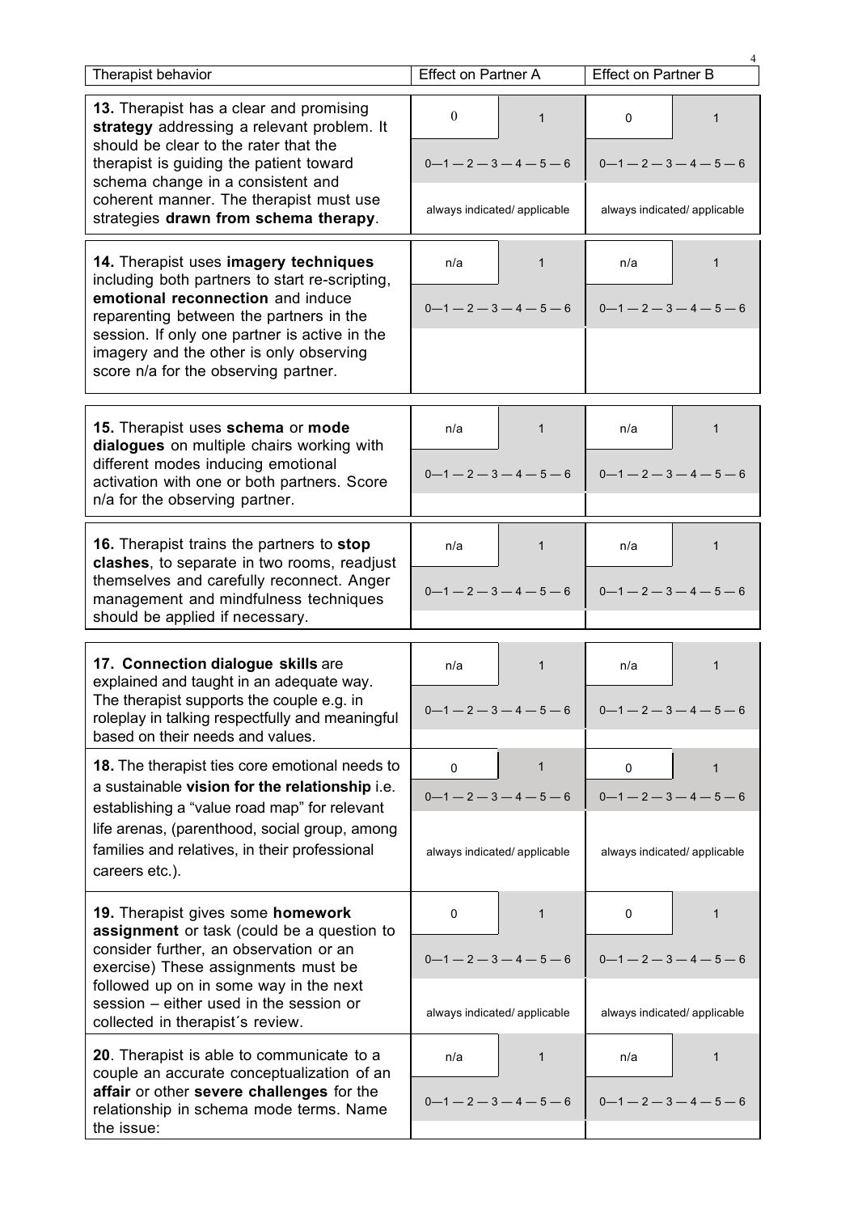| Therapist behavior | Effect on Partner A | | Effect on Partner B | |
|---|---|---|---|---|
| **13.** Therapist has a clear and promising **strategy** addressing a relevant problem. It should be clear to the rater that the therapist is guiding the patient toward schema change in a consistent and coherent manner. The therapist must use strategies **drawn from schema therapy**. | 0 | 1 | 0 | 1 |
| | 0—1 — 2 — 3 — 4 — 5 — 6 | | 0—1 — 2 — 3 — 4 — 5 — 6 | |
| | always indicated/ applicable | | always indicated/ applicable | |
| **14.** Therapist uses **imagery techniques** including both partners to start re-scripting, **emotional reconnection** and induce reparenting between the partners in the session. If only one partner is active in the imagery and the other is only observing score n/a for the observing partner. | n/a | 1 | n/a | 1 |
| | 0—1 — 2 — 3 — 4 — 5 — 6 | | 0—1 — 2 — 3 — 4 — 5 — 6 | |
| **15.** Therapist uses **schema** or **mode dialogues** on multiple chairs working with different modes inducing emotional activation with one or both partners. Score n/a for the observing partner. | n/a | 1 | n/a | 1 |
| | 0—1 — 2 — 3 — 4 — 5 — 6 | | 0—1 — 2 — 3 — 4 — 5 — 6 | |
| **16.** Therapist trains the partners to **stop clashes**, to separate in two rooms, readjust themselves and carefully reconnect. Anger management and mindfulness techniques should be applied if necessary. | n/a | 1 | n/a | 1 |
| | 0—1 — 2 — 3 — 4 — 5 — 6 | | 0—1 — 2 — 3 — 4 — 5 — 6 | |
| **17. Connection dialogue skills** are explained and taught in an adequate way. The therapist supports the couple e.g. in roleplay in talking respectfully and meaningful based on their needs and values. | n/a | 1 | n/a | 1 |
| | 0—1 — 2 — 3 — 4 — 5 — 6 | | 0—1 — 2 — 3 — 4 — 5 — 6 | |
| **18.** The therapist ties core emotional needs to a sustainable **vision for the relationship** i.e. establishing a "value road map" for relevant life arenas, (parenthood, social group, among families and relatives, in their professional careers etc.). | 0 | 1 | 0 | 1 |
| | 0—1 — 2 — 3 — 4 — 5 — 6 | | 0—1 — 2 — 3 — 4 — 5 — 6 | |
| | always indicated/ applicable | | always indicated/ applicable | |
| **19.** Therapist gives some **homework assignment** or task (could be a question to consider further, an observation or an exercise) These assignments must be followed up on in some way in the next session – either used in the session or collected in therapist´s review. | 0 | 1 | 0 | 1 |
| | 0—1 — 2 — 3 — 4 — 5 — 6 | | 0—1 — 2 — 3 — 4 — 5 — 6 | |
| | always indicated/ applicable | | always indicated/ applicable | |
| **20**. Therapist is able to communicate to a couple an accurate conceptualization of an **affair** or other **severe challenges** for the relationship in schema mode terms. Name the issue: | n/a | 1 | n/a | 1 |
| | 0—1 — 2 — 3 — 4 — 5 — 6 | | 0—1 — 2 — 3 — 4 — 5 — 6 | |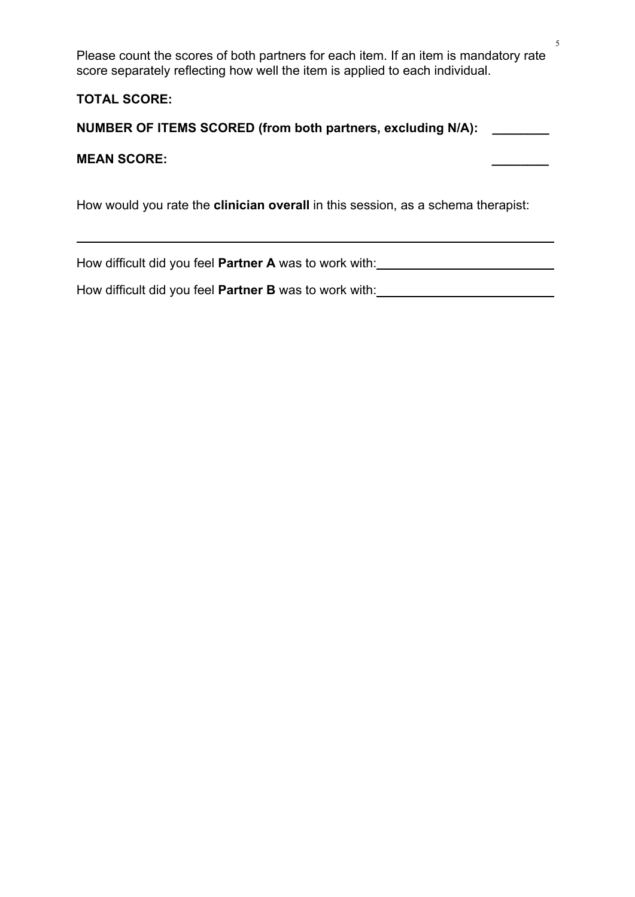Please count the scores of both partners for each item. If an item is mandatory rate score separately reflecting how well the item is applied to each individual.

**TOTAL SCORE:**

**NUMBER OF ITEMS SCORED (from both partners, excluding N/A):** ________

**MEAN SCORE:** ________

How would you rate the **clinician overall** in this session, as a schema therapist:

______________________________________________________________________

How difficult did you feel **Partner A** was to work with: ______________________________

How difficult did you feel **Partner B** was to work with: ______________________________